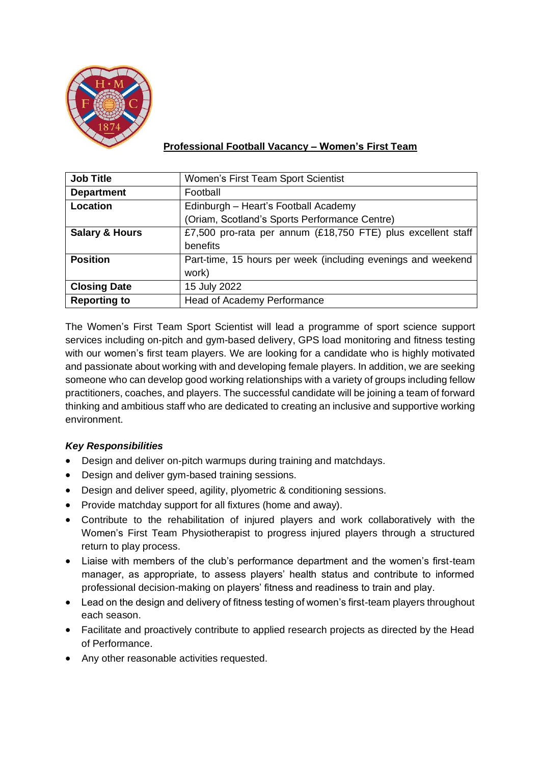## Professional Football Vacancy – Women's First Team

| Job Title | Women's First Team Sport Scientist |
|---|---|
| Department | Football |
| Location | Edinburgh – Heart's Football Academy (Oriam, Scotland's Sports Performance Centre) |
| Salary & Hours | £7,500 pro-rata per annum (£18,750 FTE) plus excellent staff benefits |
| Position | Part-time, 15 hours per week (including evenings and weekend work) |
| Closing Date | 15 July 2022 |
| Reporting to | Head of Academy Performance |

The Women's First Team Sport Scientist will lead a programme of sport science support services including on-pitch and gym-based delivery, GPS load monitoring and fitness testing with our women's first team players. We are looking for a candidate who is highly motivated and passionate about working with and developing female players. In addition, we are seeking someone who can develop good working relationships with a variety of groups including fellow practitioners, coaches, and players. The successful candidate will be joining a team of forward thinking and ambitious staff who are dedicated to creating an inclusive and supportive working environment.

***Key Responsibilities***

- Design and deliver on-pitch warmups during training and matchdays.
- Design and deliver gym-based training sessions.
- Design and deliver speed, agility, plyometric & conditioning sessions.
- Provide matchday support for all fixtures (home and away).
- Contribute to the rehabilitation of injured players and work collaboratively with the Women's First Team Physiotherapist to progress injured players through a structured return to play process.
- Liaise with members of the club's performance department and the women's first-team manager, as appropriate, to assess players' health status and contribute to informed professional decision-making on players' fitness and readiness to train and play.
- Lead on the design and delivery of fitness testing of women's first-team players throughout each season.
- Facilitate and proactively contribute to applied research projects as directed by the Head of Performance.
- Any other reasonable activities requested.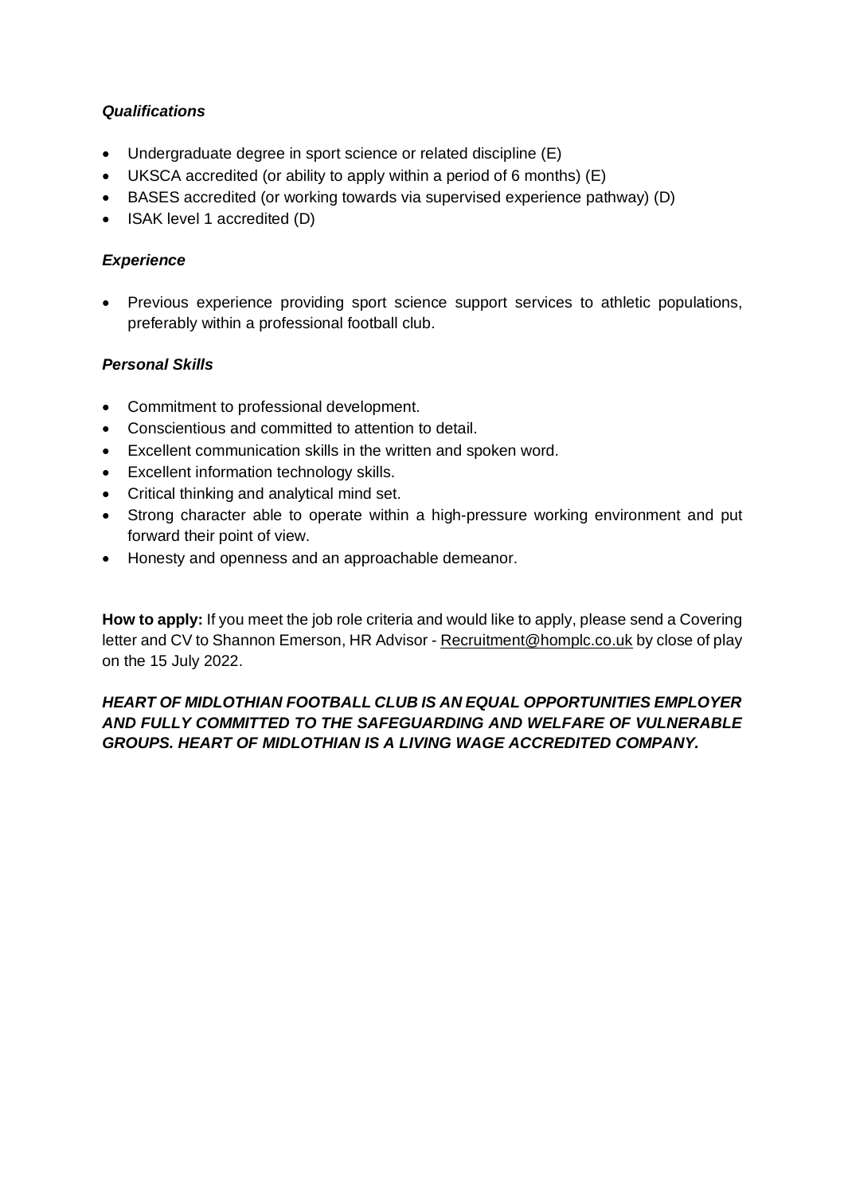***Qualifications***

- Undergraduate degree in sport science or related discipline (E)
- UKSCA accredited (or ability to apply within a period of 6 months) (E)
- BASES accredited (or working towards via supervised experience pathway) (D)
- ISAK level 1 accredited (D)

***Experience***

- Previous experience providing sport science support services to athletic populations, preferably within a professional football club.

***Personal Skills***

- Commitment to professional development.
- Conscientious and committed to attention to detail.
- Excellent communication skills in the written and spoken word.
- Excellent information technology skills.
- Critical thinking and analytical mind set.
- Strong character able to operate within a high-pressure working environment and put forward their point of view.
- Honesty and openness and an approachable demeanor.

**How to apply:** If you meet the job role criteria and would like to apply, please send a Covering letter and CV to Shannon Emerson, HR Advisor - Recruitment@homplc.co.uk by close of play on the 15 July 2022.

***HEART OF MIDLOTHIAN FOOTBALL CLUB IS AN EQUAL OPPORTUNITIES EMPLOYER AND FULLY COMMITTED TO THE SAFEGUARDING AND WELFARE OF VULNERABLE GROUPS. HEART OF MIDLOTHIAN IS A LIVING WAGE ACCREDITED COMPANY.***